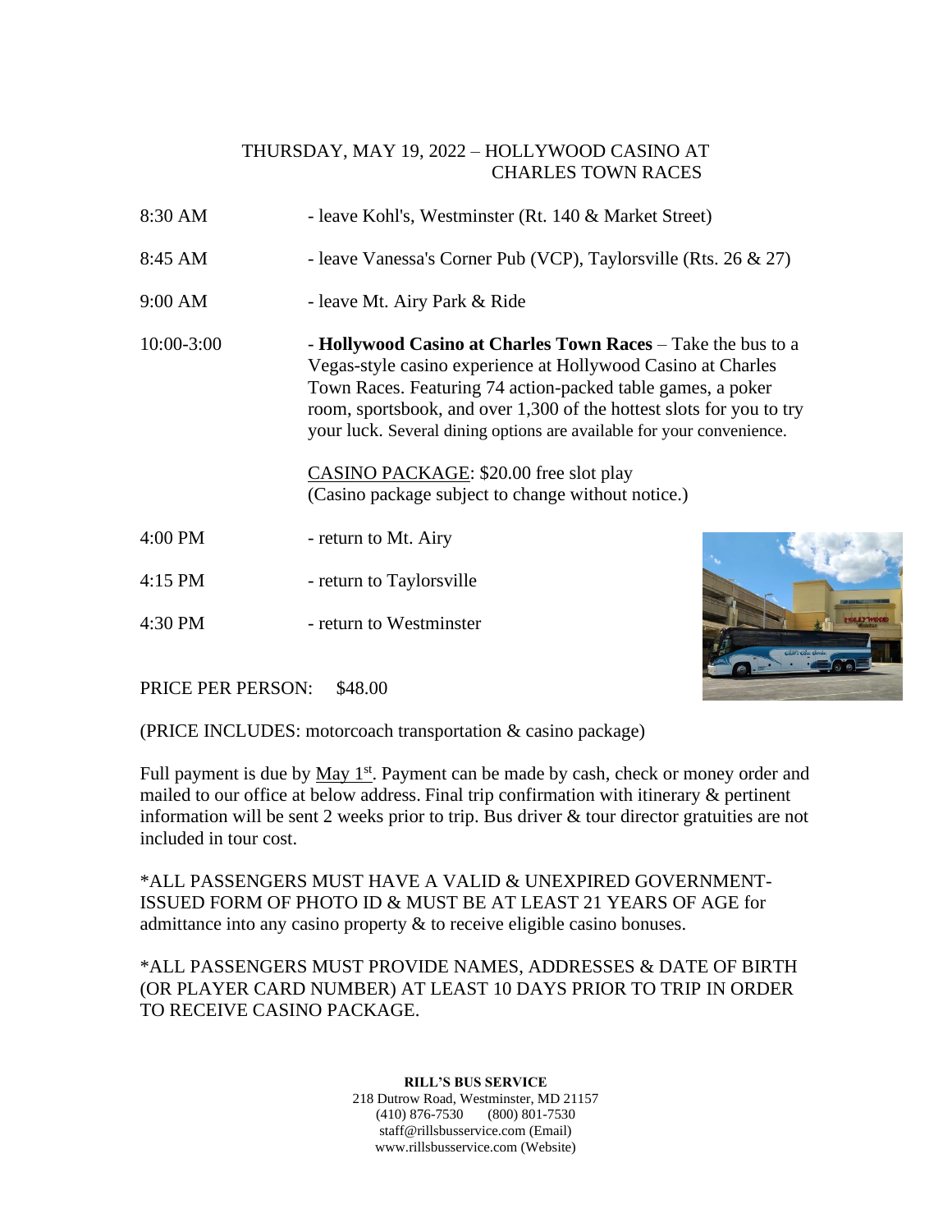## THURSDAY, MAY 19, 2022 – HOLLYWOOD CASINO AT CHARLES TOWN RACES

| | |
|---|---|
| 8:30 AM | - leave Kohl's, Westminster (Rt. 140 & Market Street) |
| 8:45 AM | - leave Vanessa's Corner Pub (VCP), Taylorsville (Rts. 26 & 27) |
| 9:00 AM | - leave Mt. Airy Park & Ride |
| 10:00-3:00 | - **Hollywood Casino at Charles Town Races** – Take the bus to a Vegas-style casino experience at Hollywood Casino at Charles Town Races. Featuring 74 action-packed table games, a poker room, sportsbook, and over 1,300 of the hottest slots for you to try your luck. Several dining options are available for your convenience.<br><br><u>CASINO PACKAGE</u>: $20.00 free slot play<br>(Casino package subject to change without notice.) |
| 4:00 PM | - return to Mt. Airy |
| 4:15 PM | - return to Taylorsville |
| 4:30 PM | - return to Westminster |

PRICE PER PERSON: $48.00

(PRICE INCLUDES: motorcoach transportation & casino package)

Full payment is due by May 1st. Payment can be made by cash, check or money order and mailed to our office at below address. Final trip confirmation with itinerary & pertinent information will be sent 2 weeks prior to trip. Bus driver & tour director gratuities are not included in tour cost.

*ALL PASSENGERS MUST HAVE A VALID & UNEXPIRED GOVERNMENT-ISSUED FORM OF PHOTO ID & MUST BE AT LEAST 21 YEARS OF AGE for admittance into any casino property & to receive eligible casino bonuses.

*ALL PASSENGERS MUST PROVIDE NAMES, ADDRESSES & DATE OF BIRTH (OR PLAYER CARD NUMBER) AT LEAST 10 DAYS PRIOR TO TRIP IN ORDER TO RECEIVE CASINO PACKAGE.

**RILL'S BUS SERVICE**
218 Dutrow Road, Westminster, MD 21157
(410) 876-7530 (800) 801-7530
staff@rillsbusservice.com (Email)
www.rillsbusservice.com (Website)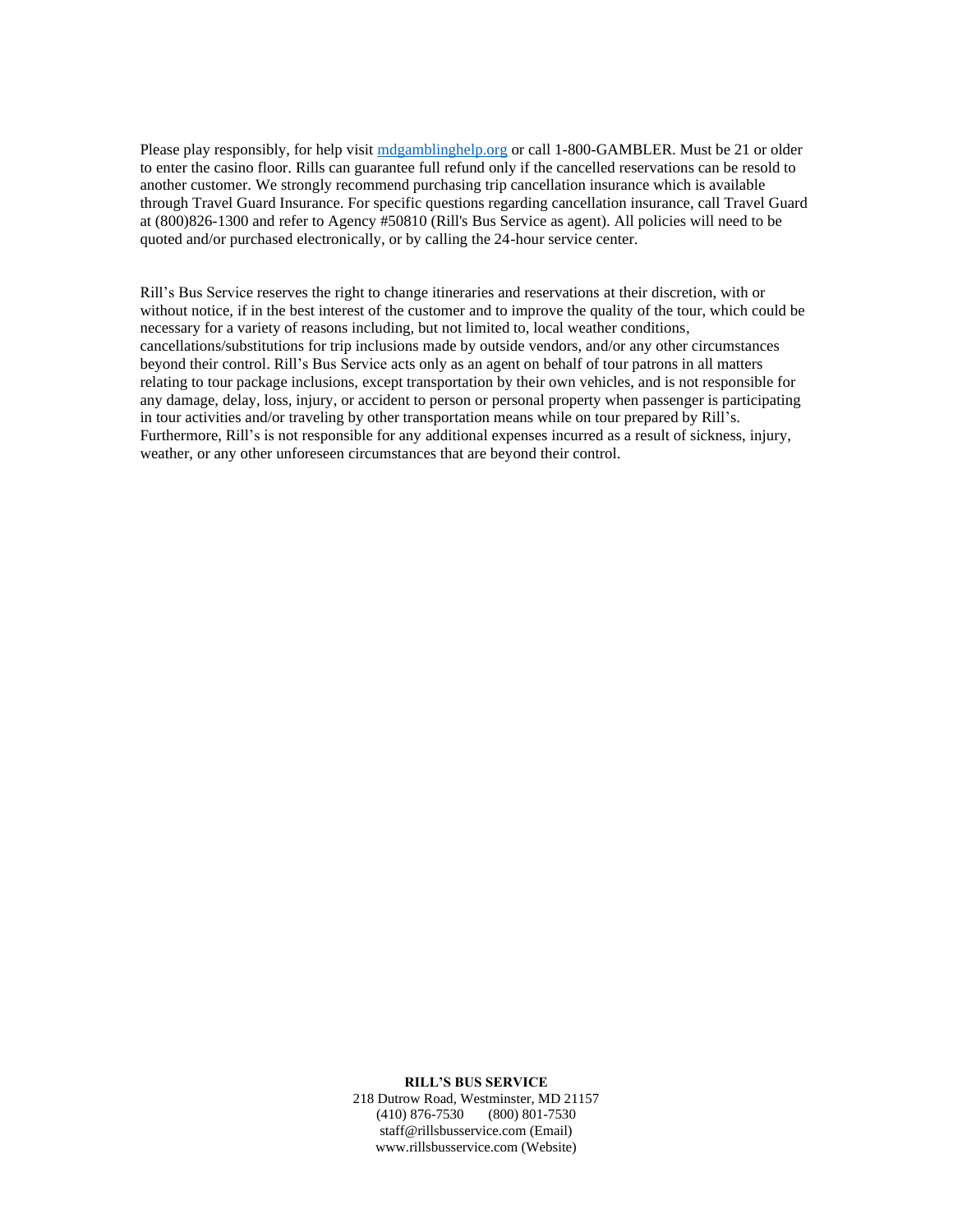Please play responsibly, for help visit [mdgamblinghelp.org](mdgamblinghelp.org) or call 1-800-GAMBLER. Must be 21 or older to enter the casino floor. Rills can guarantee full refund only if the cancelled reservations can be resold to another customer. We strongly recommend purchasing trip cancellation insurance which is available through Travel Guard Insurance. For specific questions regarding cancellation insurance, call Travel Guard at (800)826-1300 and refer to Agency #50810 (Rill's Bus Service as agent). All policies will need to be quoted and/or purchased electronically, or by calling the 24-hour service center.

Rill's Bus Service reserves the right to change itineraries and reservations at their discretion, with or without notice, if in the best interest of the customer and to improve the quality of the tour, which could be necessary for a variety of reasons including, but not limited to, local weather conditions, cancellations/substitutions for trip inclusions made by outside vendors, and/or any other circumstances beyond their control. Rill's Bus Service acts only as an agent on behalf of tour patrons in all matters relating to tour package inclusions, except transportation by their own vehicles, and is not responsible for any damage, delay, loss, injury, or accident to person or personal property when passenger is participating in tour activities and/or traveling by other transportation means while on tour prepared by Rill's. Furthermore, Rill's is not responsible for any additional expenses incurred as a result of sickness, injury, weather, or any other unforeseen circumstances that are beyond their control.

**RILL'S BUS SERVICE**
218 Dutrow Road, Westminster, MD 21157
(410) 876-7530 (800) 801-7530
staff@rillsbusservice.com (Email)
www.rillsbusservice.com (Website)